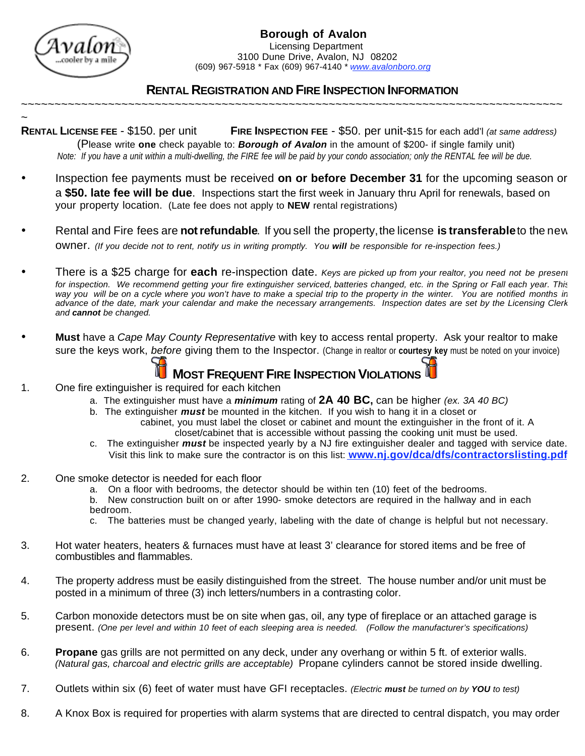**Borough of Avalon**
Licensing Department
3100 Dune Drive, Avalon, NJ 08202
(609) 967-5918 * Fax (609) 967-4140 * www.avalonboro.org

## RENTAL REGISTRATION AND FIRE INSPECTION INFORMATION

~~~~~~~~~~~~~~~~~~~~~~~~~~~~~~~~~~~~~~~~~~~~~~~~~~~~~~~~~~~~~~~~~~~~~~~~~~~~~~~~~~~~~~~~~~

**RENTAL LICENSE FEE** - $150. per unit **FIRE INSPECTION FEE** - $50. per unit-$15 for each add'l *(at same address)*

(Please write **one** check payable to: ***Borough of Avalon*** in the amount of $200- if single family unit)

*Note: If you have a unit within a multi-dwelling, the FIRE fee will be paid by your condo association; only the RENTAL fee will be due.*

- Inspection fee payments must be received **on or before December 31** for the upcoming season or a **$50. late fee will be due**. Inspections start the first week in January thru April for renewals, based on your property location. (Late fee does not apply to **NEW** rental registrations)

- Rental and Fire fees are **not refundable**. If you sell the property, the license **is transferable** to the new owner. *(If you decide not to rent, notify us in writing promptly. You* ***will*** *be responsible for re-inspection fees.)*

- There is a $25 charge for **each** re-inspection date. *Keys are picked up from your realtor, you need not be present for inspection. We recommend getting your fire extinguisher serviced, batteries changed, etc. in the Spring or Fall each year. This way you will be on a cycle where you won't have to make a special trip to the property in the winter. You are notified months in advance of the date, mark your calendar and make the necessary arrangements. Inspection dates are set by the Licensing Clerk and* ***cannot*** *be changed.*

- **Must** have a *Cape May County Representative* with key to access rental property. Ask your realtor to make sure the keys work, *before* giving them to the Inspector. (Change in realtor or **courtesy key** must be noted on your invoice)

## MOST FREQUENT FIRE INSPECTION VIOLATIONS

1. One fire extinguisher is required for each kitchen
   a. The extinguisher must have a ***minimum*** rating of **2A 40 BC,** can be higher *(ex. 3A 40 BC)*
   b. The extinguisher ***must*** be mounted in the kitchen. If you wish to hang it in a closet or cabinet, you must label the closet or cabinet and mount the extinguisher in the front of it. A closet/cabinet that is accessible without passing the cooking unit must be used.
   c. The extinguisher ***must*** be inspected yearly by a NJ fire extinguisher dealer and tagged with service date. Visit this link to make sure the contractor is on this list: **www.nj.gov/dca/dfs/contractorslisting.pdf**

2. One smoke detector is needed for each floor
   a. On a floor with bedrooms, the detector should be within ten (10) feet of the bedrooms.
   b. New construction built on or after 1990- smoke detectors are required in the hallway and in each bedroom.
   c. The batteries must be changed yearly, labeling with the date of change is helpful but not necessary.

3. Hot water heaters, heaters & furnaces must have at least 3' clearance for stored items and be free of combustibles and flammables.

4. The property address must be easily distinguished from the street. The house number and/or unit must be posted in a minimum of three (3) inch letters/numbers in a contrasting color.

5. Carbon monoxide detectors must be on site when gas, oil, any type of fireplace or an attached garage is present. *(One per level and within 10 feet of each sleeping area is needed. (Follow the manufacturer's specifications)*

6. **Propane** gas grills are not permitted on any deck, under any overhang or within 5 ft. of exterior walls. *(Natural gas, charcoal and electric grills are acceptable)* Propane cylinders cannot be stored inside dwelling.

7. Outlets within six (6) feet of water must have GFI receptacles. *(Electric* ***must*** *be turned on by* ***YOU*** *to test)*

8. A Knox Box is required for properties with alarm systems that are directed to central dispatch, you may order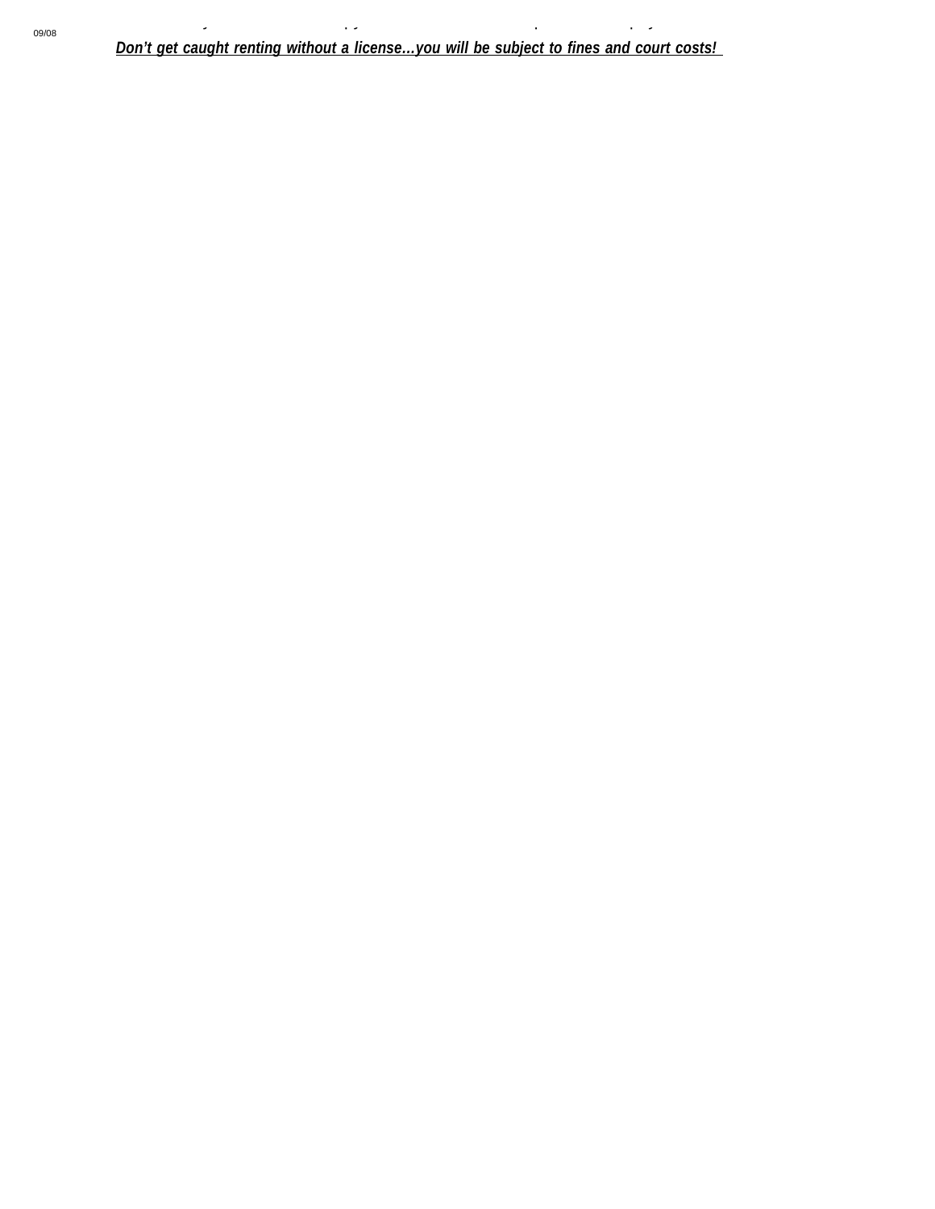***Don’t get caught renting without a license…you will be subject to fines and court costs!***